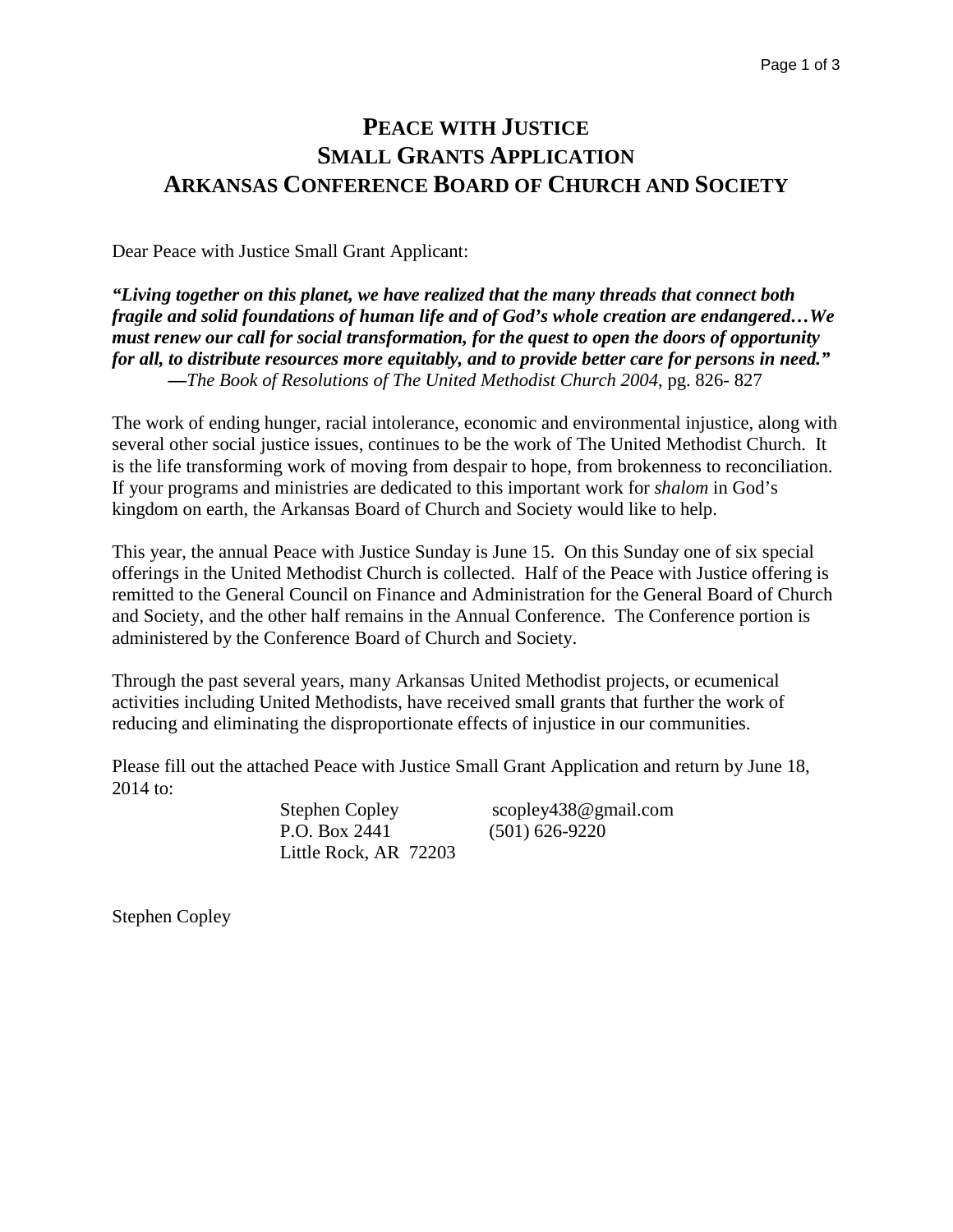# PEACE WITH JUSTICE
# SMALL GRANTS APPLICATION
# ARKANSAS CONFERENCE BOARD OF CHURCH AND SOCIETY

Dear Peace with Justice Small Grant Applicant:

***"Living together on this planet, we have realized that the many threads that connect both fragile and solid foundations of human life and of God's whole creation are endangered…We must renew our call for social transformation, for the quest to open the doors of opportunity for all, to distribute resources more equitably, and to provide better care for persons in need."***
—*The Book of Resolutions of The United Methodist Church 2004*, pg. 826- 827

The work of ending hunger, racial intolerance, economic and environmental injustice, along with several other social justice issues, continues to be the work of The United Methodist Church. It is the life transforming work of moving from despair to hope, from brokenness to reconciliation. If your programs and ministries are dedicated to this important work for *shalom* in God's kingdom on earth, the Arkansas Board of Church and Society would like to help.

This year, the annual Peace with Justice Sunday is June 15. On this Sunday one of six special offerings in the United Methodist Church is collected. Half of the Peace with Justice offering is remitted to the General Council on Finance and Administration for the General Board of Church and Society, and the other half remains in the Annual Conference. The Conference portion is administered by the Conference Board of Church and Society.

Through the past several years, many Arkansas United Methodist projects, or ecumenical activities including United Methodists, have received small grants that further the work of reducing and eliminating the disproportionate effects of injustice in our communities.

Please fill out the attached Peace with Justice Small Grant Application and return by June 18, 2014 to:

Stephen Copley
P.O. Box 2441
Little Rock, AR 72203

scopley438@gmail.com
(501) 626-9220

Stephen Copley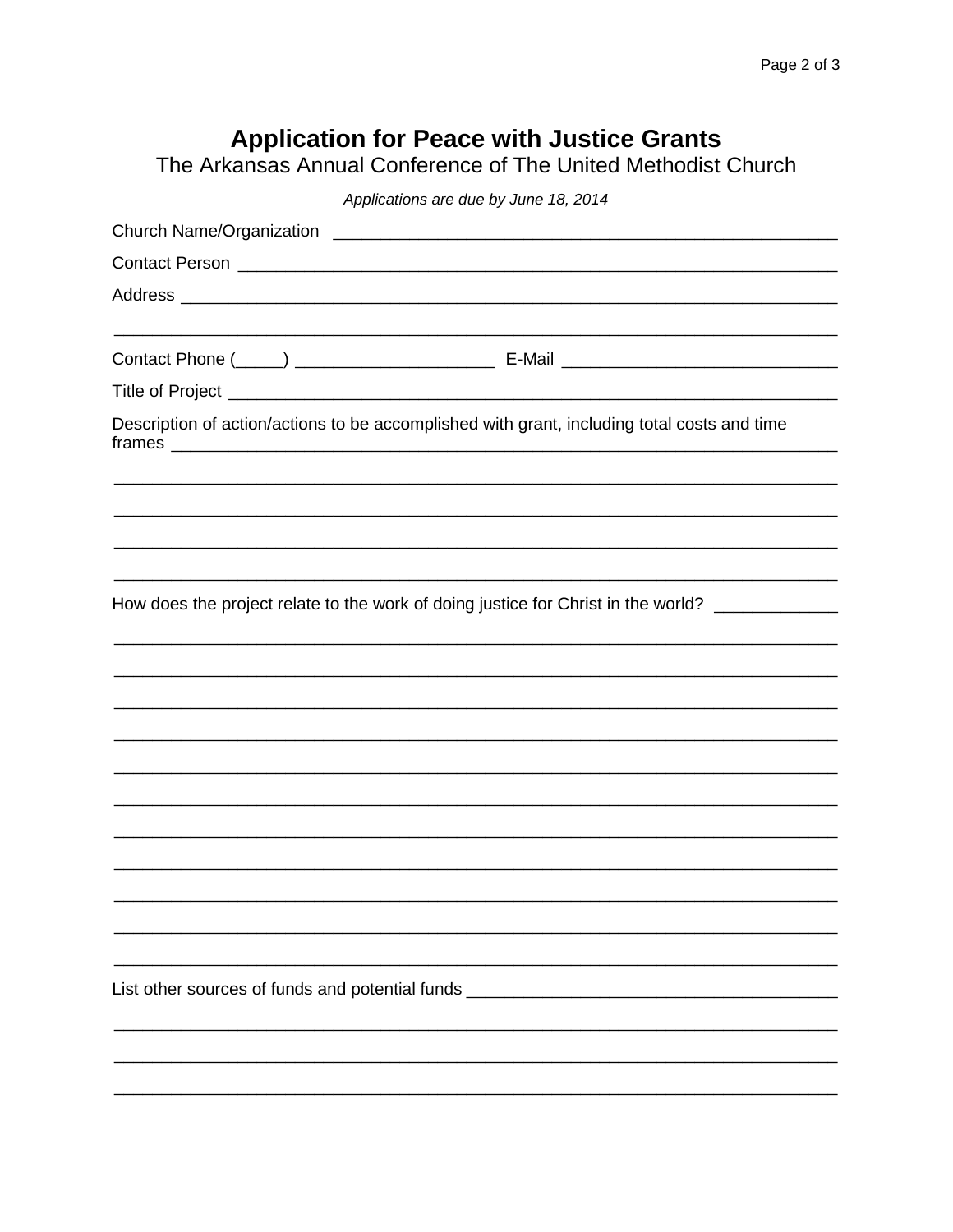# Application for Peace with Justice Grants

The Arkansas Annual Conference of The United Methodist Church

*Applications are due by June 18, 2014*

Church Name/Organization ___________________________________________________

Contact Person _________________________________________________________

Address _______________________________________________________________

_____________________________________________________________________

Contact Phone (_____) ____________________ E-Mail ___________________________

Title of Project _________________________________________________________

Description of action/actions to be accomplished with grant, including total costs and time frames _______________________________________________________________

_____________________________________________________________________

_____________________________________________________________________

_____________________________________________________________________

_____________________________________________________________________

How does the project relate to the work of doing justice for Christ in the world? ____________

_____________________________________________________________________

_____________________________________________________________________

_____________________________________________________________________

_____________________________________________________________________

_____________________________________________________________________

_____________________________________________________________________

_____________________________________________________________________

_____________________________________________________________________

_____________________________________________________________________

_____________________________________________________________________

_____________________________________________________________________

List other sources of funds and potential funds _____________________________________

_____________________________________________________________________

_____________________________________________________________________

_____________________________________________________________________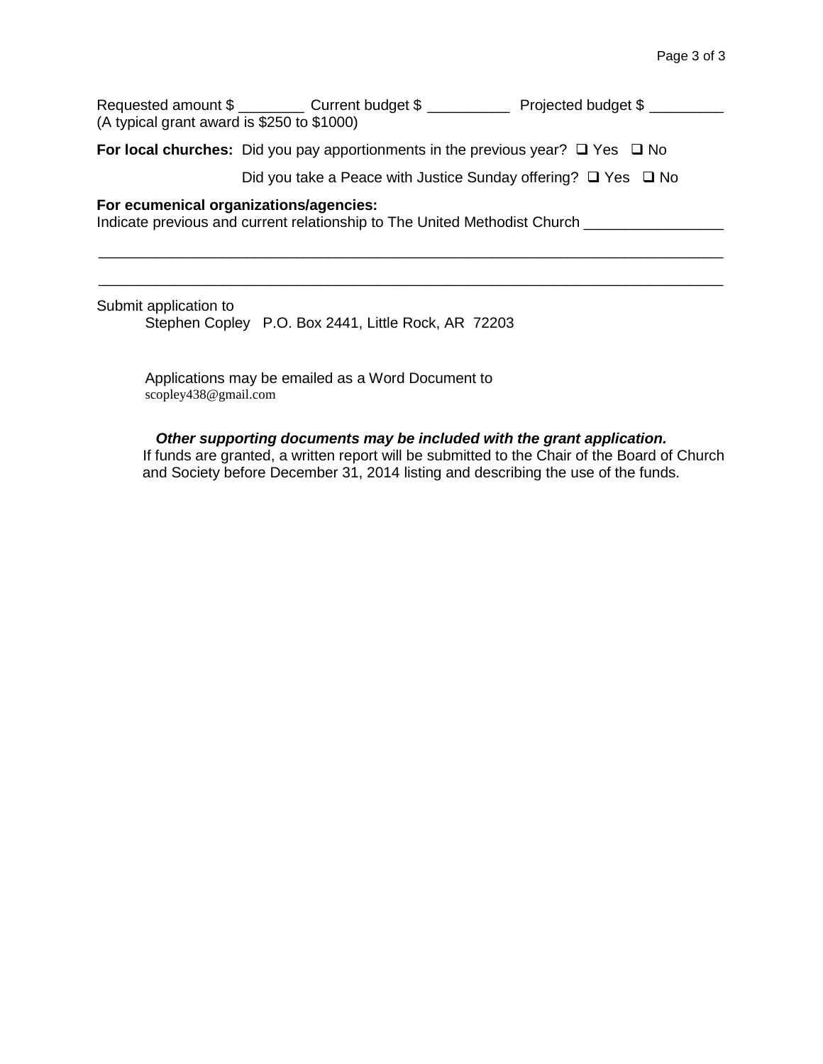Requested amount $ ________ Current budget $ __________ Projected budget $ _________
(A typical grant award is $250 to $1000)

**For local churches:** Did you pay apportionments in the previous year? ☐ Yes ☐ No

Did you take a Peace with Justice Sunday offering? ☐ Yes ☐ No

**For ecumenical organizations/agencies:**
Indicate previous and current relationship to The United Methodist Church _________________

_______________________________________________________________________________

_______________________________________________________________________________

Submit application to
Stephen Copley P.O. Box 2441, Little Rock, AR 72203

Applications may be emailed as a Word Document to
scopley438@gmail.com

***Other supporting documents may be included with the grant application.***
If funds are granted, a written report will be submitted to the Chair of the Board of Church and Society before December 31, 2014 listing and describing the use of the funds.